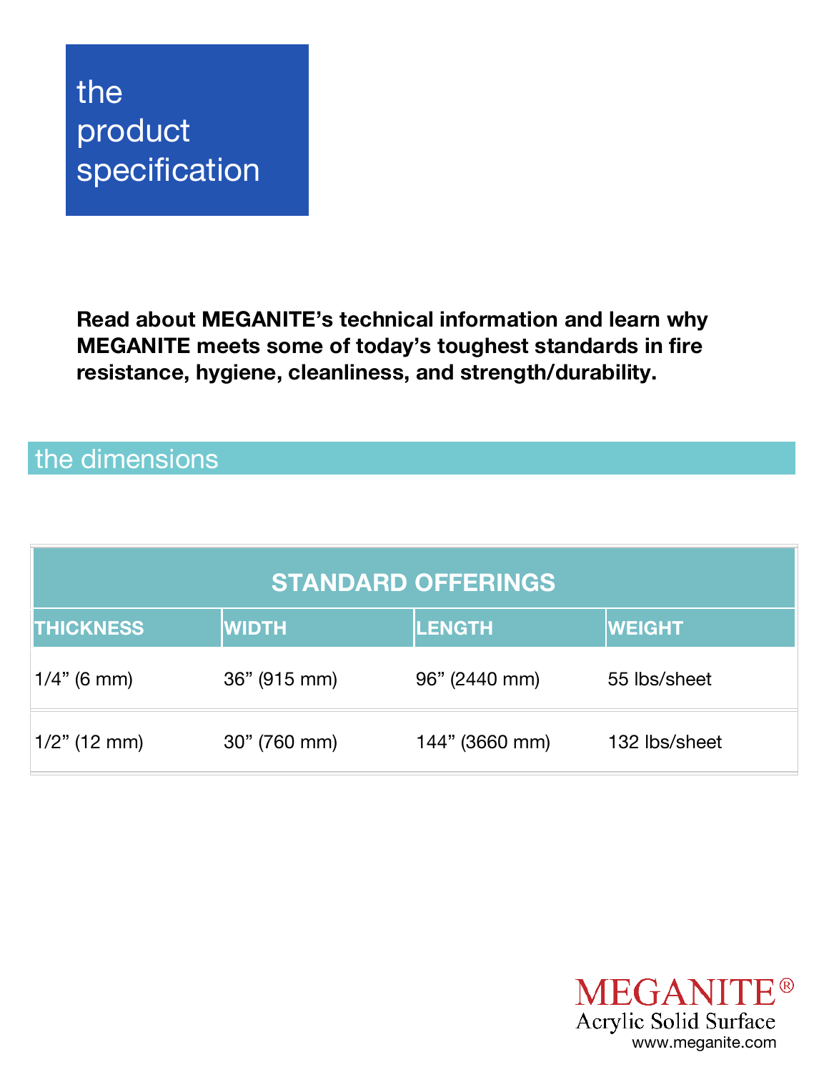# the product specification

**Read about MEGANITE's technical information and learn why MEGANITE meets some of today's toughest standards in fire resistance, hygiene, cleanliness, and strength/durability.**

## the dimensions

| STANDARD OFFERINGS | | | |
|---|---|---|---|
| **THICKNESS** | **WIDTH** | **LENGTH** | **WEIGHT** |
| 1/4" (6 mm) | 36" (915 mm) | 96" (2440 mm) | 55 lbs/sheet |
| 1/2" (12 mm) | 30" (760 mm) | 144" (3660 mm) | 132 lbs/sheet |

MEGANITE®
Acrylic Solid Surface
www.meganite.com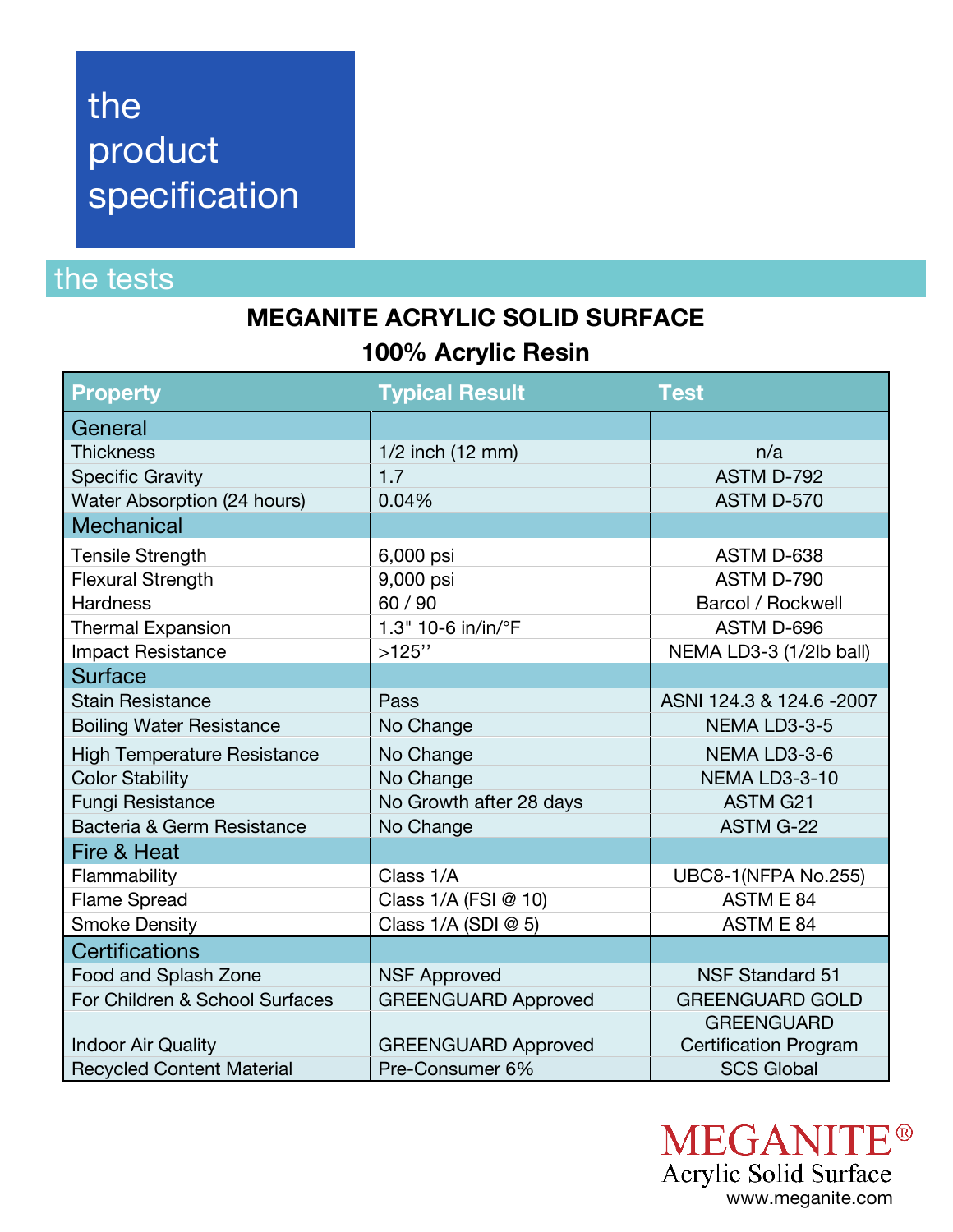# the product specification

## the tests

### MEGANITE ACRYLIC SOLID SURFACE

### 100% Acrylic Resin

| Property | Typical Result | Test |
|---|---|---|
| **General** | | |
| Thickness | 1/2 inch (12 mm) | n/a |
| Specific Gravity | 1.7 | ASTM D-792 |
| Water Absorption (24 hours) | 0.04% | ASTM D-570 |
| **Mechanical** | | |
| Tensile Strength | 6,000 psi | ASTM D-638 |
| Flexural Strength | 9,000 psi | ASTM D-790 |
| Hardness | 60 / 90 | Barcol / Rockwell |
| Thermal Expansion | 1.3" 10-6 in/in/°F | ASTM D-696 |
| Impact Resistance | >125’’ | NEMA LD3-3 (1/2lb ball) |
| **Surface** | | |
| Stain Resistance | Pass | ASNI 124.3 & 124.6 -2007 |
| Boiling Water Resistance | No Change | NEMA LD3-3-5 |
| High Temperature Resistance | No Change | NEMA LD3-3-6 |
| Color Stability | No Change | NEMA LD3-3-10 |
| Fungi Resistance | No Growth after 28 days | ASTM G21 |
| Bacteria & Germ Resistance | No Change | ASTM G-22 |
| **Fire & Heat** | | |
| Flammability | Class 1/A | UBC8-1(NFPA No.255) |
| Flame Spread | Class 1/A (FSI @ 10) | ASTM E 84 |
| Smoke Density | Class 1/A (SDI @ 5) | ASTM E 84 |
| **Certifications** | | |
| Food and Splash Zone | NSF Approved | NSF Standard 51 |
| For Children & School Surfaces | GREENGUARD Approved | GREENGUARD GOLD |
| Indoor Air Quality | GREENGUARD Approved | GREENGUARD Certification Program |
| Recycled Content Material | Pre-Consumer 6% | SCS Global |

MEGANITE®
Acrylic Solid Surface
www.meganite.com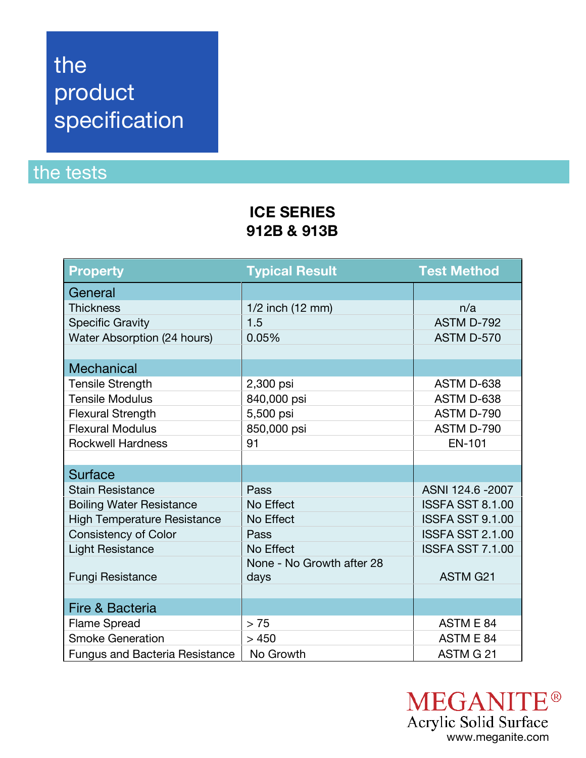# the product specification

## the tests

### ICE SERIES
### 912B & 913B

| Property | Typical Result | Test Method |
|---|---|---|
| **General** | | |
| Thickness | 1/2 inch (12 mm) | n/a |
| Specific Gravity | 1.5 | ASTM D-792 |
| Water Absorption (24 hours) | 0.05% | ASTM D-570 |
| | | |
| **Mechanical** | | |
| Tensile Strength | 2,300 psi | ASTM D-638 |
| Tensile Modulus | 840,000 psi | ASTM D-638 |
| Flexural Strength | 5,500 psi | ASTM D-790 |
| Flexural Modulus | 850,000 psi | ASTM D-790 |
| Rockwell Hardness | 91 | EN-101 |
| | | |
| **Surface** | | |
| Stain Resistance | Pass | ASNI 124.6 -2007 |
| Boiling Water Resistance | No Effect | ISSFA SST 8.1.00 |
| High Temperature Resistance | No Effect | ISSFA SST 9.1.00 |
| Consistency of Color | Pass | ISSFA SST 2.1.00 |
| Light Resistance | No Effect | ISSFA SST 7.1.00 |
| Fungi Resistance | None - No Growth after 28 days | ASTM G21 |
| | | |
| **Fire & Bacteria** | | |
| Flame Spread | > 75 | ASTM E 84 |
| Smoke Generation | > 450 | ASTM E 84 |
| Fungus and Bacteria Resistance | No Growth | ASTM G 21 |

MEGANITE®
Acrylic Solid Surface
www.meganite.com